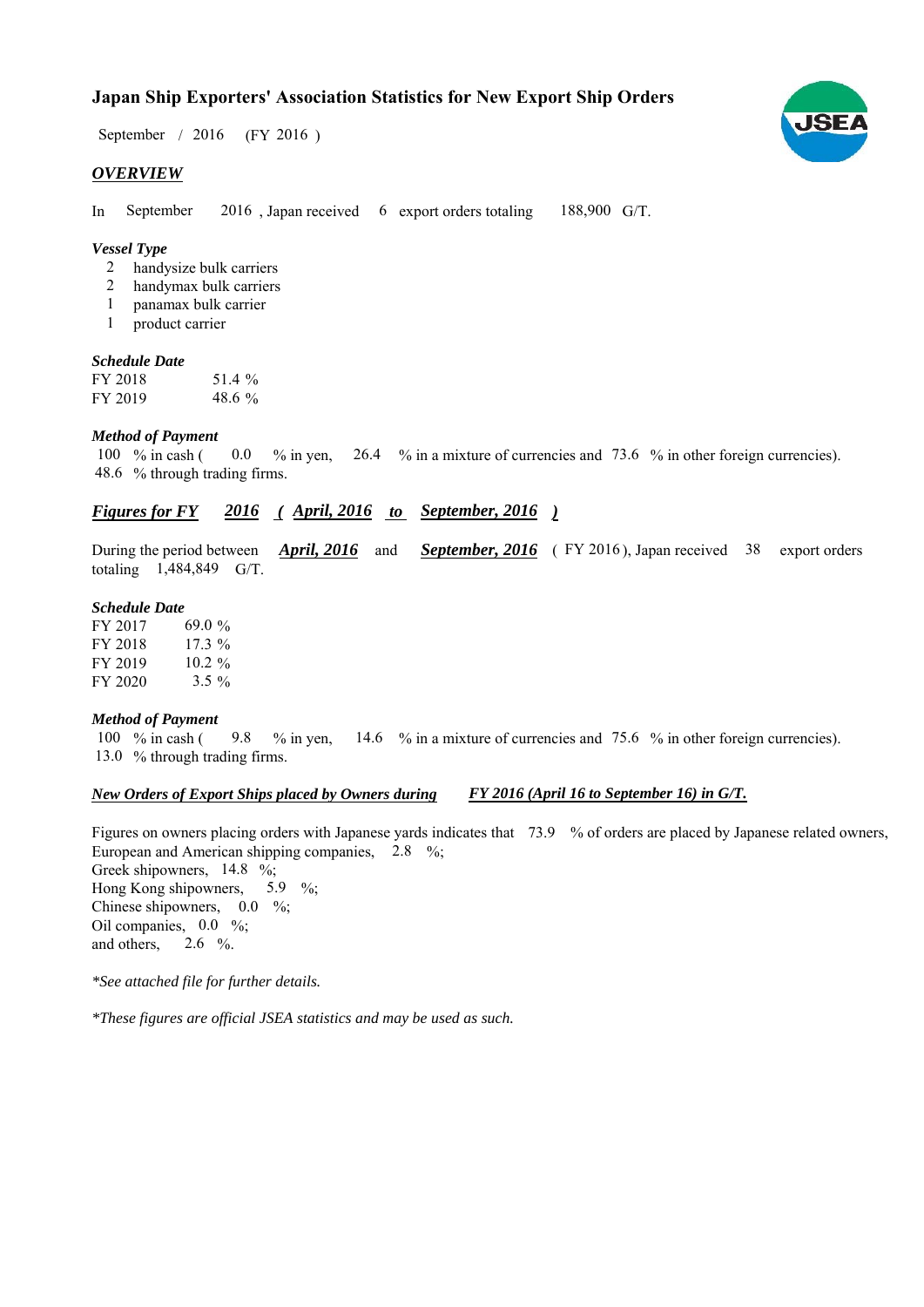# Japan Ship Exporters' Association Statistics for New Export Ship Orders

September / 2016 (FY 2016 )

## *OVERVIEW*

In September 2016 , Japan received 6 export orders totaling 188,900 G/T.

### *Vessel Type*

- 2 handysize bulk carriers
- 2 handymax bulk carriers
- 1 panamax bulk carrier
- 1 product carrier

### *Schedule Date*

| | |
|---|---|
| FY 2018 | 51.4 % |
| FY 2019 | 48.6 % |

### *Method of Payment*

100 % in cash ( 0.0 % in yen, 26.4 % in a mixture of currencies and 73.6 % in other foreign currencies).
48.6 % through trading firms.

## *Figures for FY 2016 ( April, 2016 to September, 2016 )*

During the period between ***April, 2016*** and ***September, 2016*** ( FY 2016 ), Japan received 38 export orders totaling 1,484,849 G/T.

### *Schedule Date*

| | |
|---|---|
| FY 2017 | 69.0 % |
| FY 2018 | 17.3 % |
| FY 2019 | 10.2 % |
| FY 2020 | 3.5 % |

### *Method of Payment*

100 % in cash ( 9.8 % in yen, 14.6 % in a mixture of currencies and 75.6 % in other foreign currencies).
13.0 % through trading firms.

### *New Orders of Export Ships placed by Owners during FY 2016 (April 16 to September 16) in G/T.*

Figures on owners placing orders with Japanese yards indicates that 73.9 % of orders are placed by Japanese related owners,
European and American shipping companies, 2.8 %;
Greek shipowners, 14.8 %;
Hong Kong shipowners, 5.9 %;
Chinese shipowners, 0.0 %;
Oil companies, 0.0 %;
and others, 2.6 %.

*\*See attached file for further details.*

*\*These figures are official JSEA statistics and may be used as such.*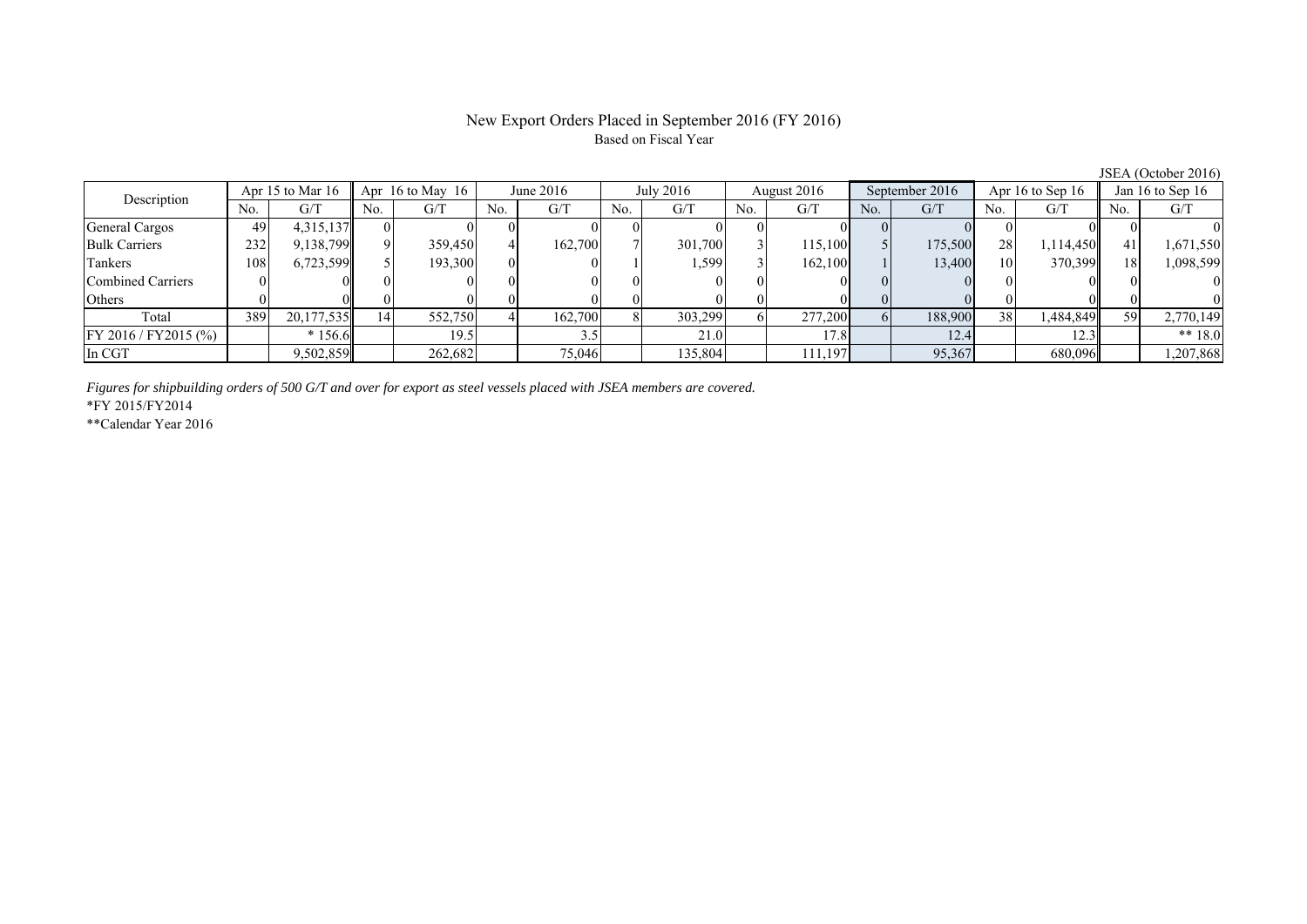# New Export Orders Placed in September 2016 (FY 2016)

Based on Fiscal Year

JSEA (October 2016)

| Description | Apr 15 to Mar 16 | | Apr 16 to May 16 | | June 2016 | | July 2016 | | August 2016 | | September 2016 | | Apr 16 to Sep 16 | | Jan 16 to Sep 16 | |
|---|---|---|---|---|---|---|---|---|---|---|---|---|---|---|---|---|
| | No. | G/T | No. | G/T | No. | G/T | No. | G/T | No. | G/T | No. | G/T | No. | G/T | No. | G/T |
| General Cargos | 49 | 4,315,137 | 0 | 0 | 0 | 0 | 0 | 0 | 0 | 0 | 0 | 0 | 0 | 0 | 0 | 0 |
| Bulk Carriers | 232 | 9,138,799 | 9 | 359,450 | 4 | 162,700 | 7 | 301,700 | 3 | 115,100 | 5 | 175,500 | 28 | 1,114,450 | 41 | 1,671,550 |
| Tankers | 108 | 6,723,599 | 5 | 193,300 | 0 | 0 | 1 | 1,599 | 3 | 162,100 | 1 | 13,400 | 10 | 370,399 | 18 | 1,098,599 |
| Combined Carriers | 0 | 0 | 0 | 0 | 0 | 0 | 0 | 0 | 0 | 0 | 0 | 0 | 0 | 0 | 0 | 0 |
| Others | 0 | 0 | 0 | 0 | 0 | 0 | 0 | 0 | 0 | 0 | 0 | 0 | 0 | 0 | 0 | 0 |
| Total | 389 | 20,177,535 | 14 | 552,750 | 4 | 162,700 | 8 | 303,299 | 6 | 277,200 | 6 | 188,900 | 38 | 1,484,849 | 59 | 2,770,149 |
| FY 2016 / FY2015 (%) | | * 156.6 | | 19.5 | | 3.5 | | 21.0 | | 17.8 | | 12.4 | | 12.3 | | ** 18.0 |
| In CGT | | 9,502,859 | | 262,682 | | 75,046 | | 135,804 | | 111,197 | | 95,367 | | 680,096 | | 1,207,868 |

*Figures for shipbuilding orders of 500 G/T and over for export as steel vessels placed with JSEA members are covered.*

*FY 2015/FY2014

**Calendar Year 2016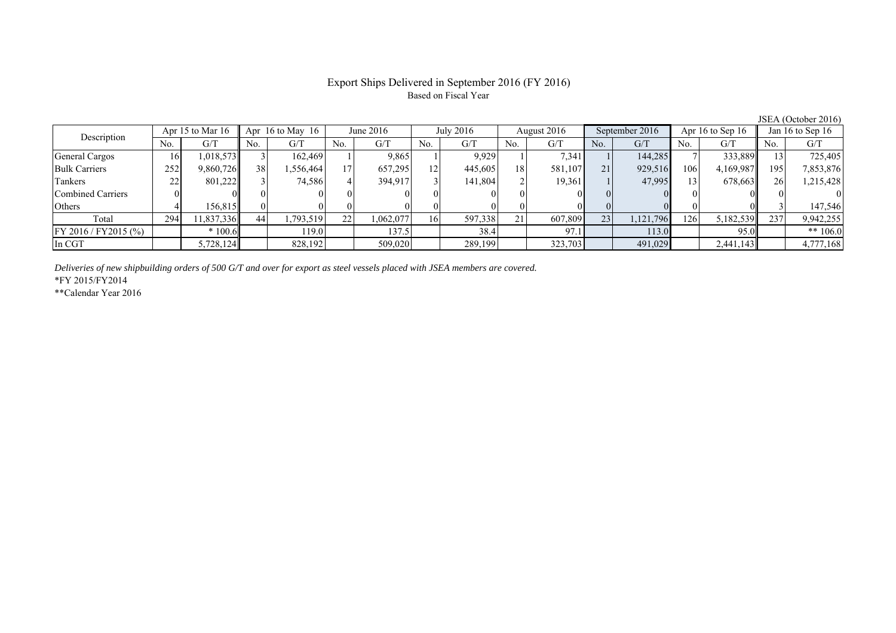# Export Ships Delivered in September 2016 (FY 2016)

Based on Fiscal Year

JSEA (October 2016)

| Description | Apr 15 to Mar 16 | | Apr 16 to May 16 | | June 2016 | | July 2016 | | August 2016 | | September 2016 | | Apr 16 to Sep 16 | | Jan 16 to Sep 16 | |
|---|---|---|---|---|---|---|---|---|---|---|---|---|---|---|---|---|
| | No. | G/T | No. | G/T | No. | G/T | No. | G/T | No. | G/T | No. | G/T | No. | G/T | No. | G/T |
| General Cargos | 16 | 1,018,573 | 3 | 162,469 | 1 | 9,865 | 1 | 9,929 | 1 | 7,341 | 1 | 144,285 | 7 | 333,889 | 13 | 725,405 |
| Bulk Carriers | 252 | 9,860,726 | 38 | 1,556,464 | 17 | 657,295 | 12 | 445,605 | 18 | 581,107 | 21 | 929,516 | 106 | 4,169,987 | 195 | 7,853,876 |
| Tankers | 22 | 801,222 | 3 | 74,586 | 4 | 394,917 | 3 | 141,804 | 2 | 19,361 | 1 | 47,995 | 13 | 678,663 | 26 | 1,215,428 |
| Combined Carriers | 0 | 0 | 0 | 0 | 0 | 0 | 0 | 0 | 0 | 0 | 0 | 0 | 0 | 0 | 0 | 0 |
| Others | 4 | 156,815 | 0 | 0 | 0 | 0 | 0 | 0 | 0 | 0 | 0 | 0 | 0 | 0 | 3 | 147,546 |
| Total | 294 | 11,837,336 | 44 | 1,793,519 | 22 | 1,062,077 | 16 | 597,338 | 21 | 607,809 | 23 | 1,121,796 | 126 | 5,182,539 | 237 | 9,942,255 |
| FY 2016 / FY2015 (%) | | * 100.6 | | 119.0 | | 137.5 | | 38.4 | | 97.1 | | 113.0 | | 95.0 | | ** 106.0 |
| In CGT | | 5,728,124 | | 828,192 | | 509,020 | | 289,199 | | 323,703 | | 491,029 | | 2,441,143 | | 4,777,168 |

*Deliveries of new shipbuilding orders of 500 G/T and over for export as steel vessels placed with JSEA members are covered.*

*FY 2015/FY2014

**Calendar Year 2016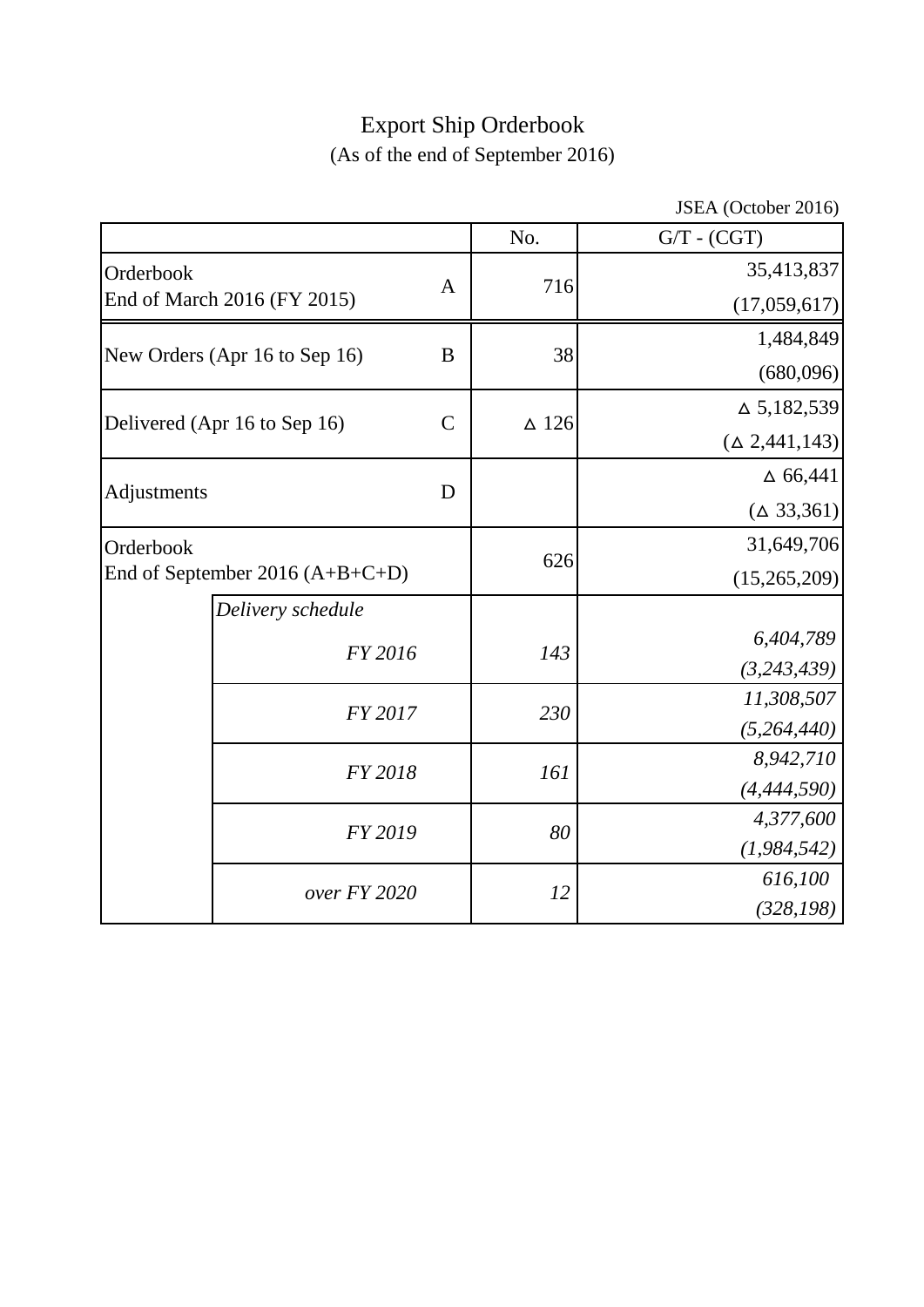# Export Ship Orderbook

(As of the end of September 2016)

JSEA (October 2016)

| | | | No. | G/T - (CGT) |
|---|---|---|---|---|
| Orderbook<br>End of March 2016 (FY 2015) | | A | 716 | 35,413,837<br>(17,059,617) |
| New Orders (Apr 16 to Sep 16) | | B | 38 | 1,484,849<br>(680,096) |
| Delivered (Apr 16 to Sep 16) | | C | ∆ 126 | ∆ 5,182,539<br>(∆ 2,441,143) |
| Adjustments | | D | | ∆ 66,441<br>(∆ 33,361) |
| Orderbook<br>End of September 2016 (A+B+C+D) | | | 626 | 31,649,706<br>(15,265,209) |
| | *Delivery schedule* | | | |
| | *FY 2016* | | *143* | *6,404,789*<br>*(3,243,439)* |
| | *FY 2017* | | *230* | *11,308,507*<br>*(5,264,440)* |
| | *FY 2018* | | *161* | *8,942,710*<br>*(4,444,590)* |
| | *FY 2019* | | *80* | *4,377,600*<br>*(1,984,542)* |
| | *over FY 2020* | | *12* | *616,100*<br>*(328,198)* |